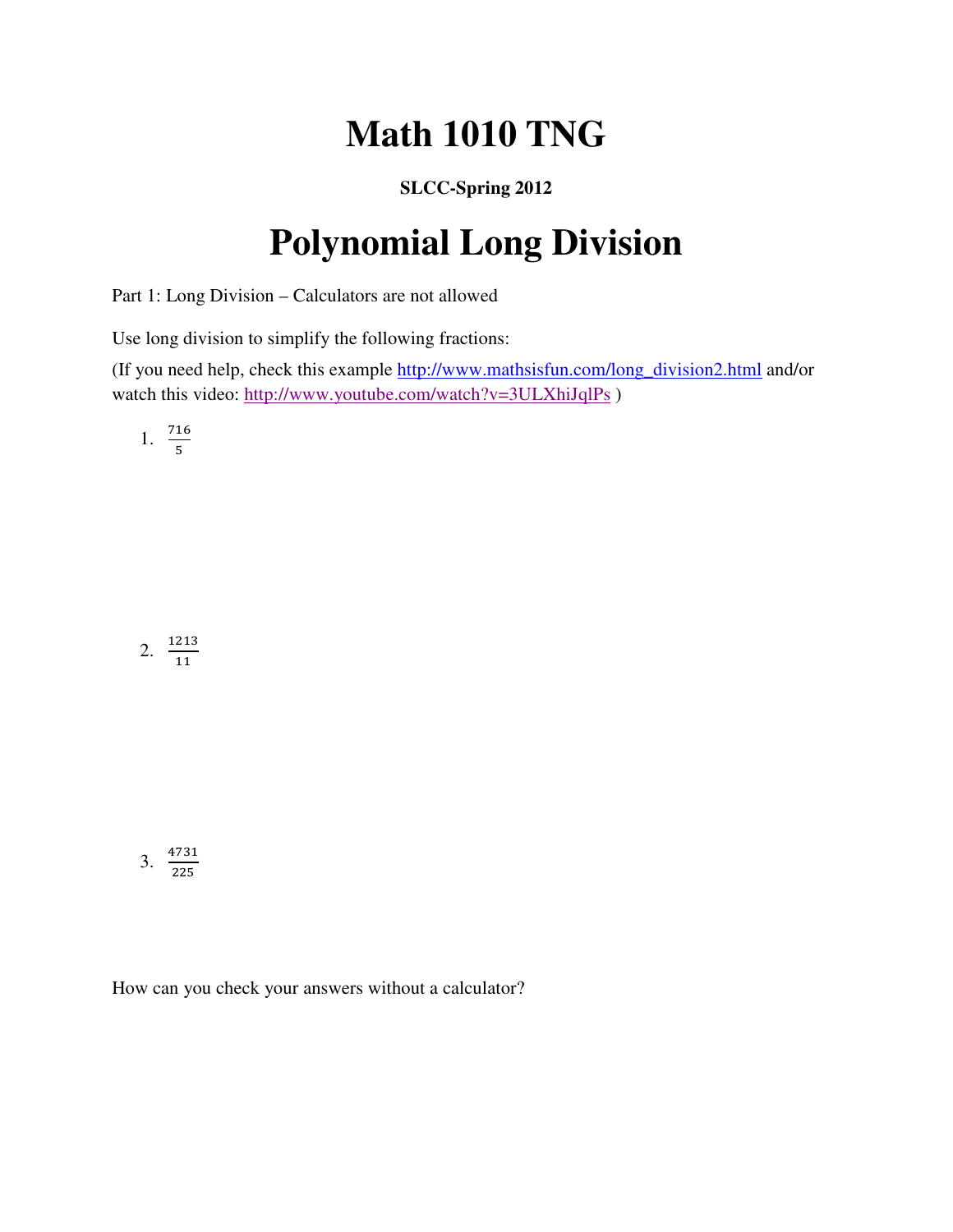# Math 1010 TNG

**SLCC-Spring 2012**

# Polynomial Long Division

Part 1: Long Division – Calculators are not allowed

Use long division to simplify the following fractions:

(If you need help, check this example http://www.mathsisfun.com/long_division2.html and/or watch this video: http://www.youtube.com/watch?v=3ULXhiJqlPs )

1. $\frac{716}{5}$

2. $\frac{1213}{11}$

3. $\frac{4731}{225}$

How can you check your answers without a calculator?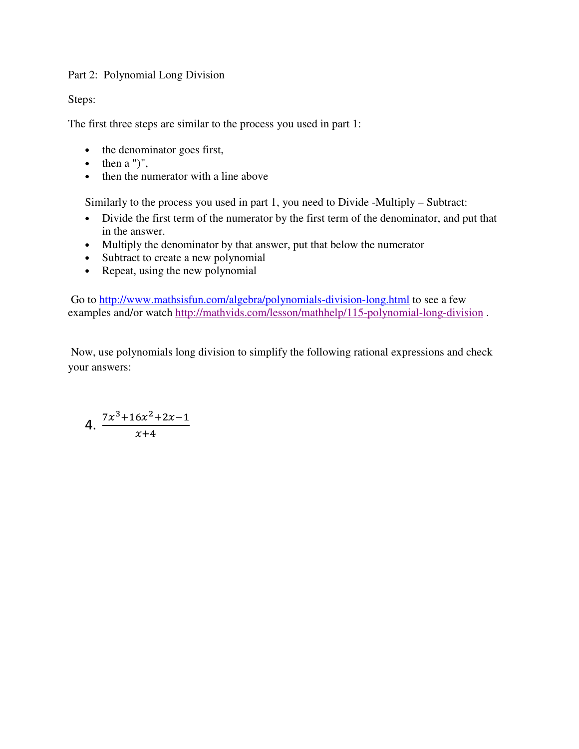Part 2: Polynomial Long Division

Steps:

The first three steps are similar to the process you used in part 1:

- the denominator goes first,
- then a ")",
- then the numerator with a line above

Similarly to the process you used in part 1, you need to Divide -Multiply – Subtract:

- Divide the first term of the numerator by the first term of the denominator, and put that in the answer.
- Multiply the denominator by that answer, put that below the numerator
- Subtract to create a new polynomial
- Repeat, using the new polynomial

Go to http://www.mathsisfun.com/algebra/polynomials-division-long.html to see a few examples and/or watch http://mathvids.com/lesson/mathhelp/115-polynomial-long-division .

Now, use polynomials long division to simplify the following rational expressions and check your answers:

4. $\frac{7x^3+16x^2+2x-1}{x+4}$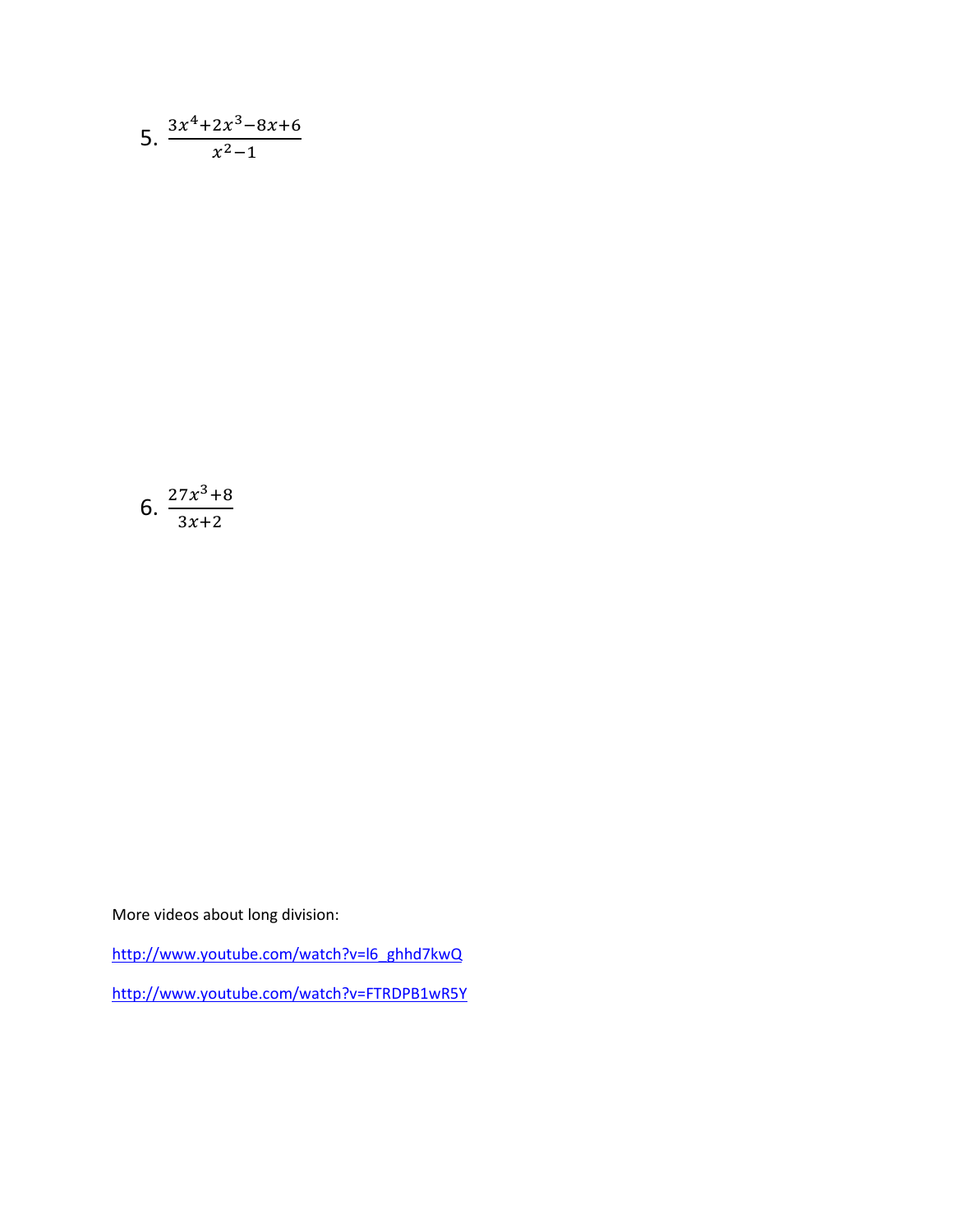5. $\frac{3x^4+2x^3-8x+6}{x^2-1}$

6. $\frac{27x^3+8}{3x+2}$

More videos about long division:

http://www.youtube.com/watch?v=l6_ghhd7kwQ

http://www.youtube.com/watch?v=FTRDPB1wR5Y